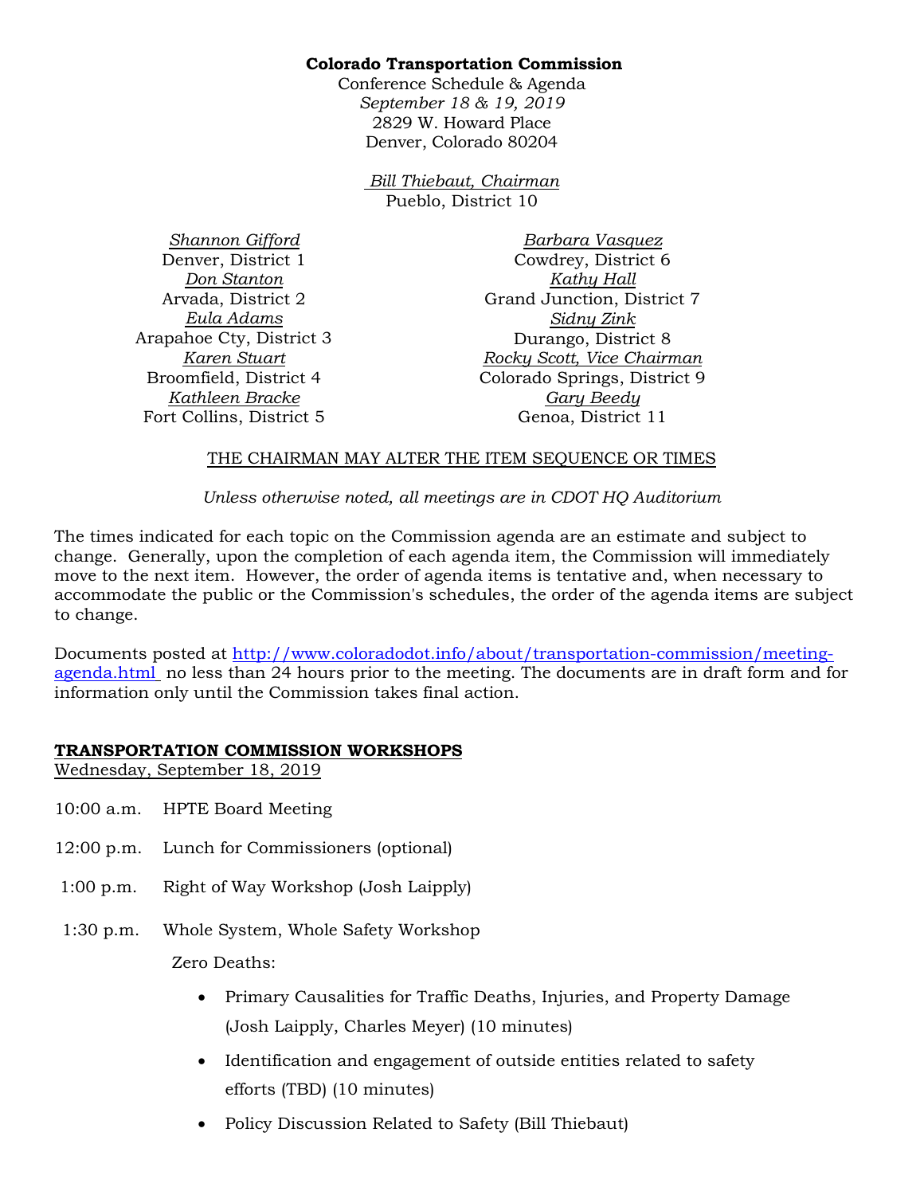**Colorado Transportation Commission**

Conference Schedule & Agenda

*September 18 & 19, 2019*

2829 W. Howard Place

Denver, Colorado 80204

*Bill Thiebaut, Chairman*

Pueblo, District 10

*Shannon Gifford*
Denver, District 1

*Don Stanton*
Arvada, District 2

*Eula Adams*
Arapahoe Cty, District 3

*Karen Stuart*
Broomfield, District 4

*Kathleen Bracke*
Fort Collins, District 5

*Barbara Vasquez*
Cowdrey, District 6

*Kathy Hall*
Grand Junction, District 7

*Sidny Zink*
Durango, District 8

*Rocky Scott, Vice Chairman*
Colorado Springs, District 9

*Gary Beedy*
Genoa, District 11

THE CHAIRMAN MAY ALTER THE ITEM SEQUENCE OR TIMES

*Unless otherwise noted, all meetings are in CDOT HQ Auditorium*

The times indicated for each topic on the Commission agenda are an estimate and subject to change. Generally, upon the completion of each agenda item, the Commission will immediately move to the next item. However, the order of agenda items is tentative and, when necessary to accommodate the public or the Commission's schedules, the order of the agenda items are subject to change.

Documents posted at http://www.coloradodot.info/about/transportation-commission/meeting-agenda.html no less than 24 hours prior to the meeting. The documents are in draft form and for information only until the Commission takes final action.

## TRANSPORTATION COMMISSION WORKSHOPS

Wednesday, September 18, 2019

10:00 a.m. HPTE Board Meeting

12:00 p.m. Lunch for Commissioners (optional)

1:00 p.m. Right of Way Workshop (Josh Laipply)

1:30 p.m. Whole System, Whole Safety Workshop

Zero Deaths:

- Primary Causalities for Traffic Deaths, Injuries, and Property Damage (Josh Laipply, Charles Meyer) (10 minutes)
- Identification and engagement of outside entities related to safety efforts (TBD) (10 minutes)
- Policy Discussion Related to Safety (Bill Thiebaut)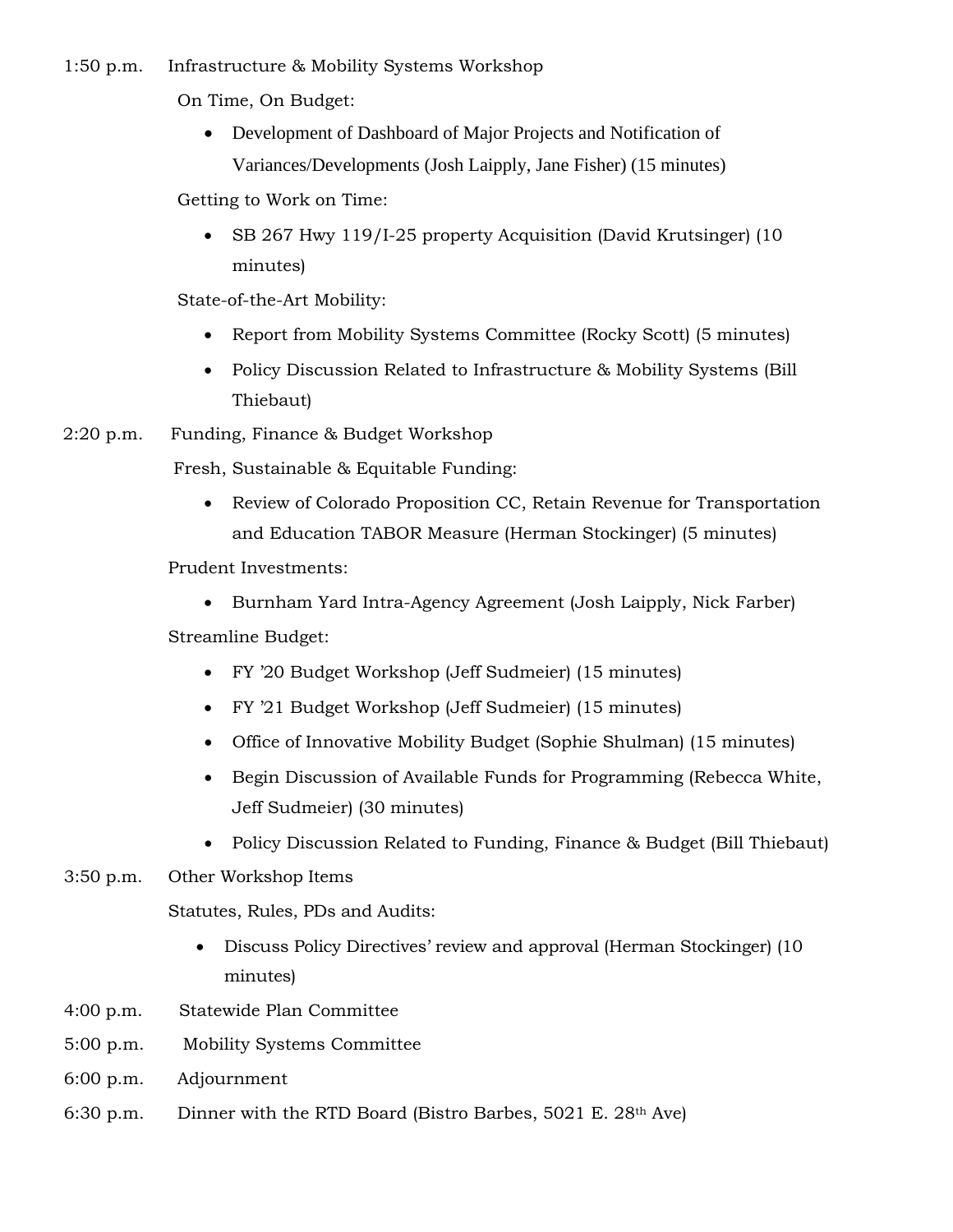1:50 p.m. Infrastructure & Mobility Systems Workshop

On Time, On Budget:

- Development of Dashboard of Major Projects and Notification of Variances/Developments (Josh Laipply, Jane Fisher) (15 minutes)

Getting to Work on Time:

- SB 267 Hwy 119/I-25 property Acquisition (David Krutsinger) (10 minutes)

State-of-the-Art Mobility:

- Report from Mobility Systems Committee (Rocky Scott) (5 minutes)
- Policy Discussion Related to Infrastructure & Mobility Systems (Bill Thiebaut)

2:20 p.m. Funding, Finance & Budget Workshop

Fresh, Sustainable & Equitable Funding:

- Review of Colorado Proposition CC, Retain Revenue for Transportation and Education TABOR Measure (Herman Stockinger) (5 minutes)

Prudent Investments:

- Burnham Yard Intra-Agency Agreement (Josh Laipply, Nick Farber)

Streamline Budget:

- FY '20 Budget Workshop (Jeff Sudmeier) (15 minutes)
- FY '21 Budget Workshop (Jeff Sudmeier) (15 minutes)
- Office of Innovative Mobility Budget (Sophie Shulman) (15 minutes)
- Begin Discussion of Available Funds for Programming (Rebecca White, Jeff Sudmeier) (30 minutes)
- Policy Discussion Related to Funding, Finance & Budget (Bill Thiebaut)

3:50 p.m. Other Workshop Items

Statutes, Rules, PDs and Audits:

- Discuss Policy Directives' review and approval (Herman Stockinger) (10 minutes)

4:00 p.m. Statewide Plan Committee

5:00 p.m. Mobility Systems Committee

6:00 p.m. Adjournment

6:30 p.m. Dinner with the RTD Board (Bistro Barbes, 5021 E. 28th Ave)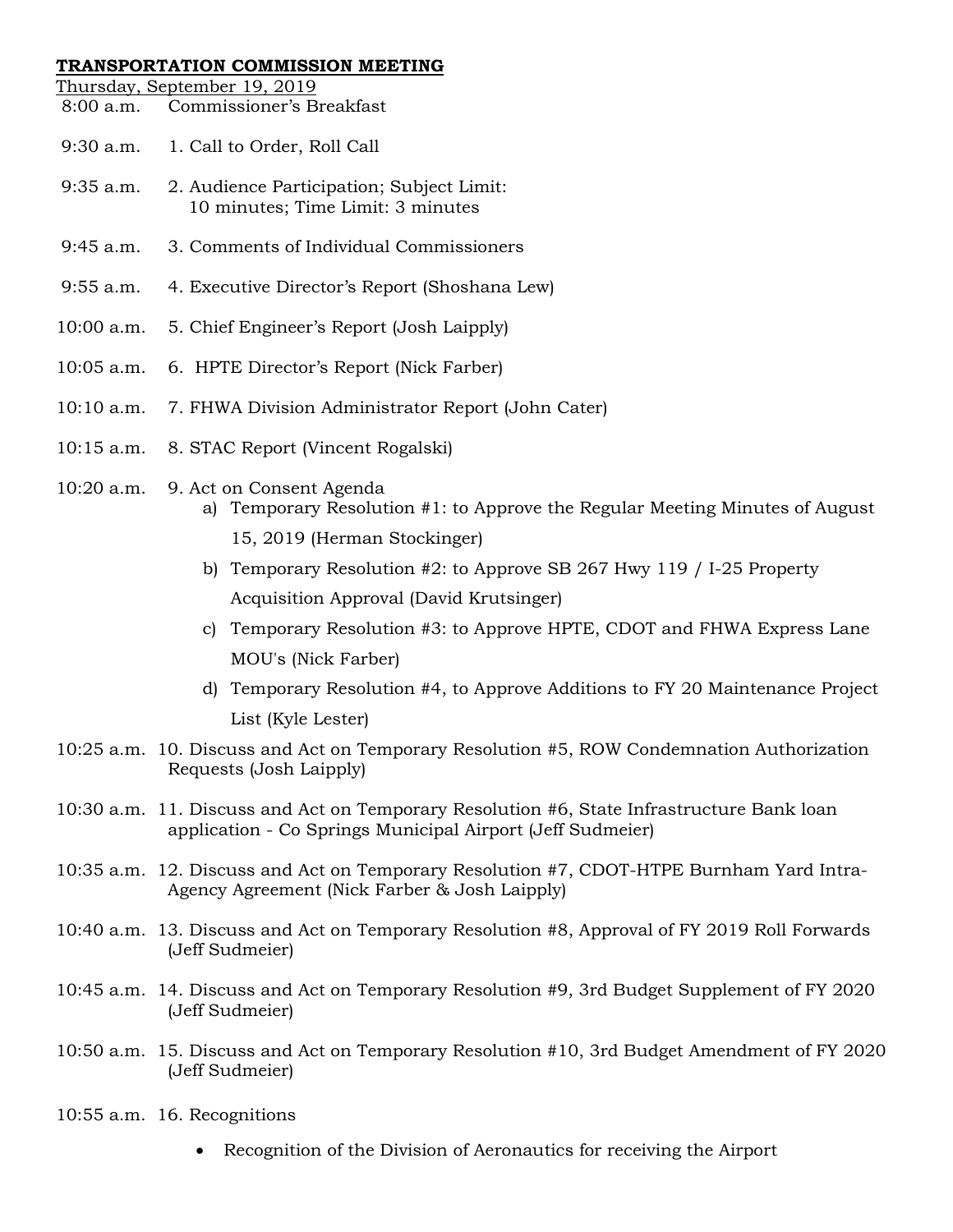**TRANSPORTATION COMMISSION MEETING**

Thursday, September 19, 2019

8:00 a.m. Commissioner's Breakfast

9:30 a.m. 1. Call to Order, Roll Call

9:35 a.m. 2. Audience Participation; Subject Limit: 10 minutes; Time Limit: 3 minutes

9:45 a.m. 3. Comments of Individual Commissioners

9:55 a.m. 4. Executive Director's Report (Shoshana Lew)

10:00 a.m. 5. Chief Engineer's Report (Josh Laipply)

10:05 a.m. 6. HPTE Director's Report (Nick Farber)

10:10 a.m. 7. FHWA Division Administrator Report (John Cater)

10:15 a.m. 8. STAC Report (Vincent Rogalski)

10:20 a.m. 9. Act on Consent Agenda

a) Temporary Resolution #1: to Approve the Regular Meeting Minutes of August 15, 2019 (Herman Stockinger)

b) Temporary Resolution #2: to Approve SB 267 Hwy 119 / I-25 Property Acquisition Approval (David Krutsinger)

c) Temporary Resolution #3: to Approve HPTE, CDOT and FHWA Express Lane MOU's (Nick Farber)

d) Temporary Resolution #4, to Approve Additions to FY 20 Maintenance Project List (Kyle Lester)

10:25 a.m. 10. Discuss and Act on Temporary Resolution #5, ROW Condemnation Authorization Requests (Josh Laipply)

10:30 a.m. 11. Discuss and Act on Temporary Resolution #6, State Infrastructure Bank loan application - Co Springs Municipal Airport (Jeff Sudmeier)

10:35 a.m. 12. Discuss and Act on Temporary Resolution #7, CDOT-HTPE Burnham Yard Intra-Agency Agreement (Nick Farber & Josh Laipply)

10:40 a.m. 13. Discuss and Act on Temporary Resolution #8, Approval of FY 2019 Roll Forwards (Jeff Sudmeier)

10:45 a.m. 14. Discuss and Act on Temporary Resolution #9, 3rd Budget Supplement of FY 2020 (Jeff Sudmeier)

10:50 a.m. 15. Discuss and Act on Temporary Resolution #10, 3rd Budget Amendment of FY 2020 (Jeff Sudmeier)

10:55 a.m. 16. Recognitions

- Recognition of the Division of Aeronautics for receiving the Airport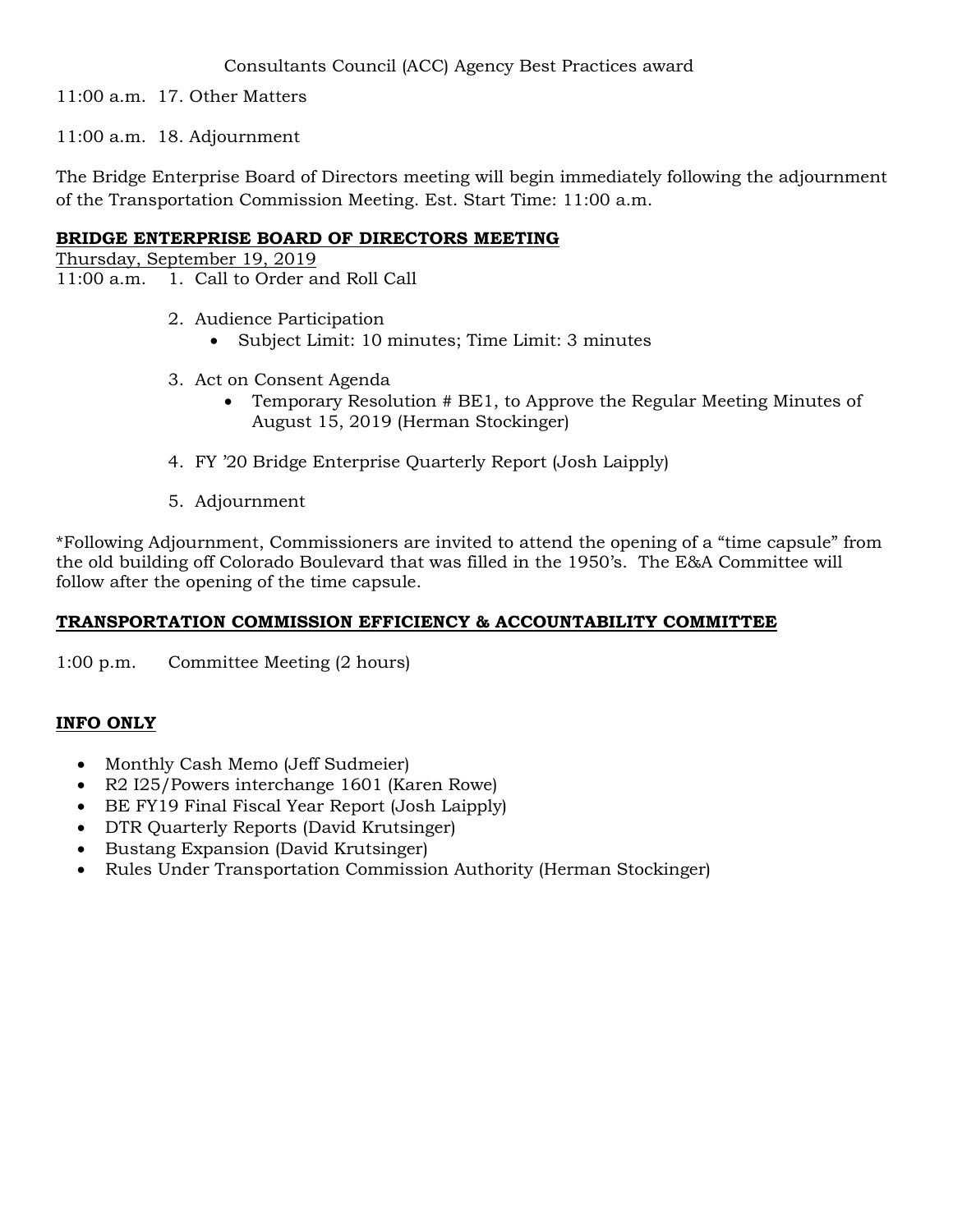Consultants Council (ACC) Agency Best Practices award

11:00 a.m. 17. Other Matters

11:00 a.m. 18. Adjournment

The Bridge Enterprise Board of Directors meeting will begin immediately following the adjournment of the Transportation Commission Meeting. Est. Start Time: 11:00 a.m.

**BRIDGE ENTERPRISE BOARD OF DIRECTORS MEETING**

Thursday, September 19, 2019

11:00 a.m. 1. Call to Order and Roll Call

2. Audience Participation
   - Subject Limit: 10 minutes; Time Limit: 3 minutes

3. Act on Consent Agenda
   - Temporary Resolution # BE1, to Approve the Regular Meeting Minutes of August 15, 2019 (Herman Stockinger)

4. FY '20 Bridge Enterprise Quarterly Report (Josh Laipply)

5. Adjournment

*Following Adjournment, Commissioners are invited to attend the opening of a "time capsule" from the old building off Colorado Boulevard that was filled in the 1950's. The E&A Committee will follow after the opening of the time capsule.

**TRANSPORTATION COMMISSION EFFICIENCY & ACCOUNTABILITY COMMITTEE**

1:00 p.m. Committee Meeting (2 hours)

**INFO ONLY**

- Monthly Cash Memo (Jeff Sudmeier)
- R2 I25/Powers interchange 1601 (Karen Rowe)
- BE FY19 Final Fiscal Year Report (Josh Laipply)
- DTR Quarterly Reports (David Krutsinger)
- Bustang Expansion (David Krutsinger)
- Rules Under Transportation Commission Authority (Herman Stockinger)